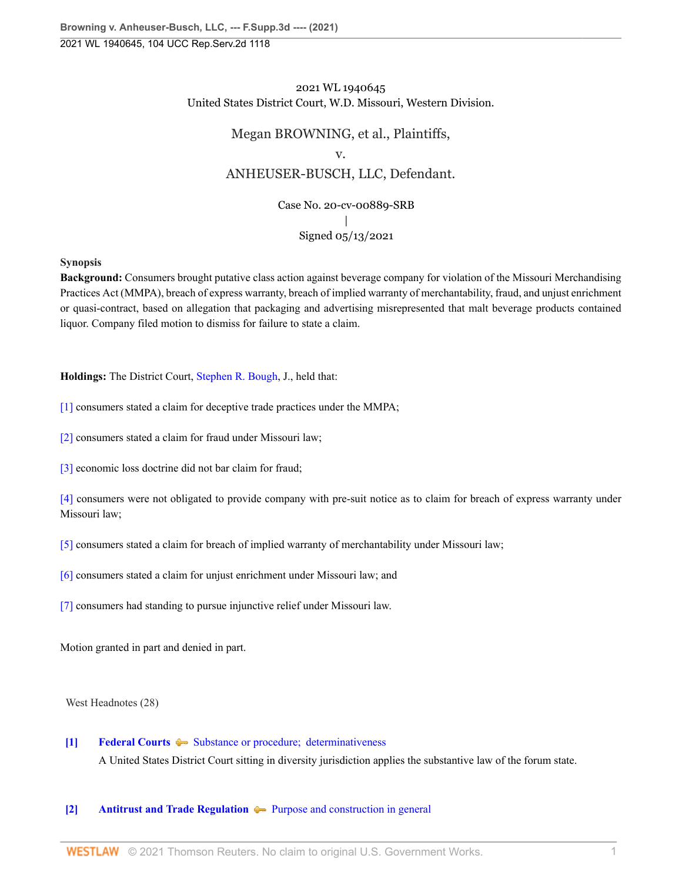2021 WL 1940645
United States District Court, W.D. Missouri, Western Division.

# Megan BROWNING, et al., Plaintiffs,
v.
# ANHEUSER-BUSCH, LLC, Defendant.

Case No. 20-cv-00889-SRB
|
Signed 05/13/2021

**Synopsis**

**Background:** Consumers brought putative class action against beverage company for violation of the Missouri Merchandising Practices Act (MMPA), breach of express warranty, breach of implied warranty of merchantability, fraud, and unjust enrichment or quasi-contract, based on allegation that packaging and advertising misrepresented that malt beverage products contained liquor. Company filed motion to dismiss for failure to state a claim.

**Holdings:** The District Court, Stephen R. Bough, J., held that:

[1] consumers stated a claim for deceptive trade practices under the MMPA;

[2] consumers stated a claim for fraud under Missouri law;

[3] economic loss doctrine did not bar claim for fraud;

[4] consumers were not obligated to provide company with pre-suit notice as to claim for breach of express warranty under Missouri law;

[5] consumers stated a claim for breach of implied warranty of merchantability under Missouri law;

[6] consumers stated a claim for unjust enrichment under Missouri law; and

[7] consumers had standing to pursue injunctive relief under Missouri law.

Motion granted in part and denied in part.

West Headnotes (28)

**[1]** **Federal Courts** Substance or procedure; determinativeness

A United States District Court sitting in diversity jurisdiction applies the substantive law of the forum state.

**[2]** **Antitrust and Trade Regulation** Purpose and construction in general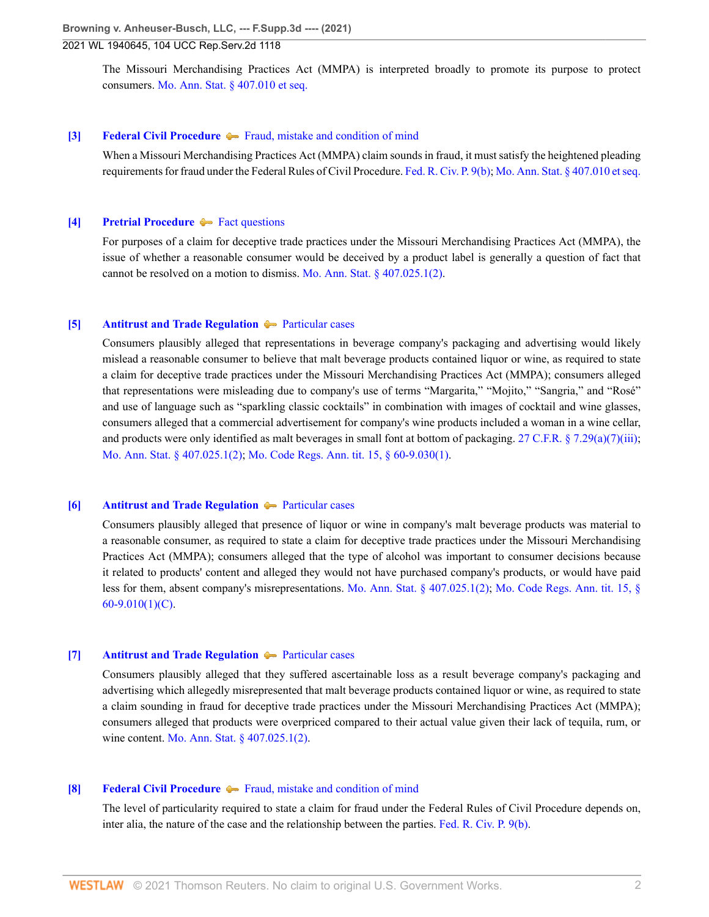The Missouri Merchandising Practices Act (MMPA) is interpreted broadly to promote its purpose to protect consumers. Mo. Ann. Stat. § 407.010 et seq.

**[3] Federal Civil Procedure** — Fraud, mistake and condition of mind

When a Missouri Merchandising Practices Act (MMPA) claim sounds in fraud, it must satisfy the heightened pleading requirements for fraud under the Federal Rules of Civil Procedure. Fed. R. Civ. P. 9(b); Mo. Ann. Stat. § 407.010 et seq.

**[4] Pretrial Procedure** — Fact questions

For purposes of a claim for deceptive trade practices under the Missouri Merchandising Practices Act (MMPA), the issue of whether a reasonable consumer would be deceived by a product label is generally a question of fact that cannot be resolved on a motion to dismiss. Mo. Ann. Stat. § 407.025.1(2).

**[5] Antitrust and Trade Regulation** — Particular cases

Consumers plausibly alleged that representations in beverage company's packaging and advertising would likely mislead a reasonable consumer to believe that malt beverage products contained liquor or wine, as required to state a claim for deceptive trade practices under the Missouri Merchandising Practices Act (MMPA); consumers alleged that representations were misleading due to company's use of terms "Margarita," "Mojito," "Sangria," and "Rosé" and use of language such as "sparkling classic cocktails" in combination with images of cocktail and wine glasses, consumers alleged that a commercial advertisement for company's wine products included a woman in a wine cellar, and products were only identified as malt beverages in small font at bottom of packaging. 27 C.F.R. § 7.29(a)(7)(iii); Mo. Ann. Stat. § 407.025.1(2); Mo. Code Regs. Ann. tit. 15, § 60-9.030(1).

**[6] Antitrust and Trade Regulation** — Particular cases

Consumers plausibly alleged that presence of liquor or wine in company's malt beverage products was material to a reasonable consumer, as required to state a claim for deceptive trade practices under the Missouri Merchandising Practices Act (MMPA); consumers alleged that the type of alcohol was important to consumer decisions because it related to products' content and alleged they would not have purchased company's products, or would have paid less for them, absent company's misrepresentations. Mo. Ann. Stat. § 407.025.1(2); Mo. Code Regs. Ann. tit. 15, § 60-9.010(1)(C).

**[7] Antitrust and Trade Regulation** — Particular cases

Consumers plausibly alleged that they suffered ascertainable loss as a result beverage company's packaging and advertising which allegedly misrepresented that malt beverage products contained liquor or wine, as required to state a claim sounding in fraud for deceptive trade practices under the Missouri Merchandising Practices Act (MMPA); consumers alleged that products were overpriced compared to their actual value given their lack of tequila, rum, or wine content. Mo. Ann. Stat. § 407.025.1(2).

**[8] Federal Civil Procedure** — Fraud, mistake and condition of mind

The level of particularity required to state a claim for fraud under the Federal Rules of Civil Procedure depends on, inter alia, the nature of the case and the relationship between the parties. Fed. R. Civ. P. 9(b).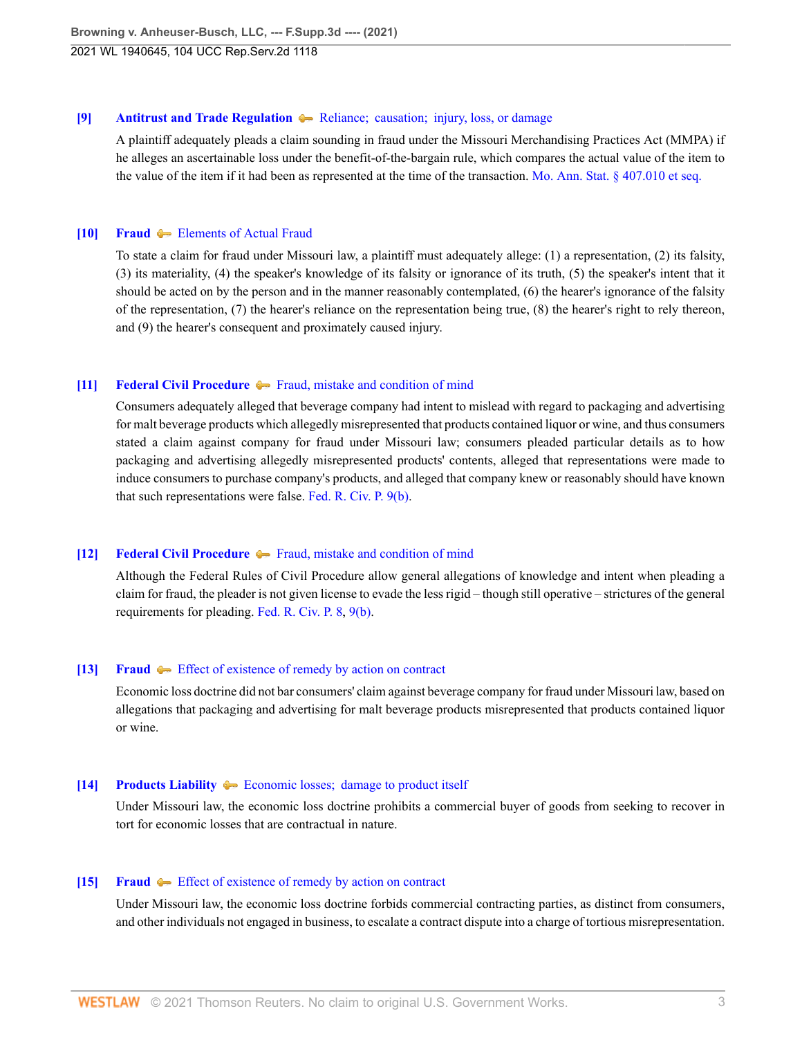**[9]** **Antitrust and Trade Regulation** Reliance; causation; injury, loss, or damage

A plaintiff adequately pleads a claim sounding in fraud under the Missouri Merchandising Practices Act (MMPA) if he alleges an ascertainable loss under the benefit-of-the-bargain rule, which compares the actual value of the item to the value of the item if it had been as represented at the time of the transaction. Mo. Ann. Stat. § 407.010 et seq.

**[10]** **Fraud** Elements of Actual Fraud

To state a claim for fraud under Missouri law, a plaintiff must adequately allege: (1) a representation, (2) its falsity, (3) its materiality, (4) the speaker's knowledge of its falsity or ignorance of its truth, (5) the speaker's intent that it should be acted on by the person and in the manner reasonably contemplated, (6) the hearer's ignorance of the falsity of the representation, (7) the hearer's reliance on the representation being true, (8) the hearer's right to rely thereon, and (9) the hearer's consequent and proximately caused injury.

**[11]** **Federal Civil Procedure** Fraud, mistake and condition of mind

Consumers adequately alleged that beverage company had intent to mislead with regard to packaging and advertising for malt beverage products which allegedly misrepresented that products contained liquor or wine, and thus consumers stated a claim against company for fraud under Missouri law; consumers pleaded particular details as to how packaging and advertising allegedly misrepresented products' contents, alleged that representations were made to induce consumers to purchase company's products, and alleged that company knew or reasonably should have known that such representations were false. Fed. R. Civ. P. 9(b).

**[12]** **Federal Civil Procedure** Fraud, mistake and condition of mind

Although the Federal Rules of Civil Procedure allow general allegations of knowledge and intent when pleading a claim for fraud, the pleader is not given license to evade the less rigid – though still operative – strictures of the general requirements for pleading. Fed. R. Civ. P. 8, 9(b).

**[13]** **Fraud** Effect of existence of remedy by action on contract

Economic loss doctrine did not bar consumers' claim against beverage company for fraud under Missouri law, based on allegations that packaging and advertising for malt beverage products misrepresented that products contained liquor or wine.

**[14]** **Products Liability** Economic losses; damage to product itself

Under Missouri law, the economic loss doctrine prohibits a commercial buyer of goods from seeking to recover in tort for economic losses that are contractual in nature.

**[15]** **Fraud** Effect of existence of remedy by action on contract

Under Missouri law, the economic loss doctrine forbids commercial contracting parties, as distinct from consumers, and other individuals not engaged in business, to escalate a contract dispute into a charge of tortious misrepresentation.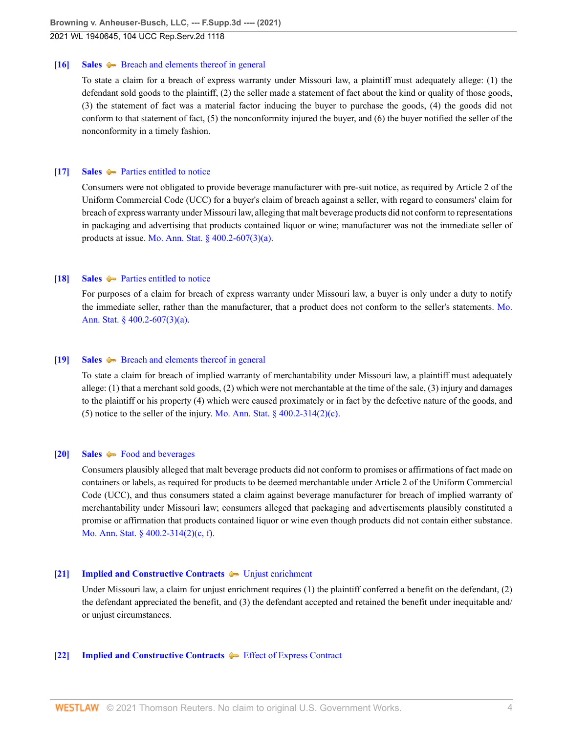**[16]** **Sales** Breach and elements thereof in general

To state a claim for a breach of express warranty under Missouri law, a plaintiff must adequately allege: (1) the defendant sold goods to the plaintiff, (2) the seller made a statement of fact about the kind or quality of those goods, (3) the statement of fact was a material factor inducing the buyer to purchase the goods, (4) the goods did not conform to that statement of fact, (5) the nonconformity injured the buyer, and (6) the buyer notified the seller of the nonconformity in a timely fashion.

**[17]** **Sales** Parties entitled to notice

Consumers were not obligated to provide beverage manufacturer with pre-suit notice, as required by Article 2 of the Uniform Commercial Code (UCC) for a buyer's claim of breach against a seller, with regard to consumers' claim for breach of express warranty under Missouri law, alleging that malt beverage products did not conform to representations in packaging and advertising that products contained liquor or wine; manufacturer was not the immediate seller of products at issue. Mo. Ann. Stat. § 400.2-607(3)(a).

**[18]** **Sales** Parties entitled to notice

For purposes of a claim for breach of express warranty under Missouri law, a buyer is only under a duty to notify the immediate seller, rather than the manufacturer, that a product does not conform to the seller's statements. Mo. Ann. Stat. § 400.2-607(3)(a).

**[19]** **Sales** Breach and elements thereof in general

To state a claim for breach of implied warranty of merchantability under Missouri law, a plaintiff must adequately allege: (1) that a merchant sold goods, (2) which were not merchantable at the time of the sale, (3) injury and damages to the plaintiff or his property (4) which were caused proximately or in fact by the defective nature of the goods, and (5) notice to the seller of the injury. Mo. Ann. Stat. § 400.2-314(2)(c).

**[20]** **Sales** Food and beverages

Consumers plausibly alleged that malt beverage products did not conform to promises or affirmations of fact made on containers or labels, as required for products to be deemed merchantable under Article 2 of the Uniform Commercial Code (UCC), and thus consumers stated a claim against beverage manufacturer for breach of implied warranty of merchantability under Missouri law; consumers alleged that packaging and advertisements plausibly constituted a promise or affirmation that products contained liquor or wine even though products did not contain either substance. Mo. Ann. Stat. § 400.2-314(2)(c, f).

**[21]** **Implied and Constructive Contracts** Unjust enrichment

Under Missouri law, a claim for unjust enrichment requires (1) the plaintiff conferred a benefit on the defendant, (2) the defendant appreciated the benefit, and (3) the defendant accepted and retained the benefit under inequitable and/or unjust circumstances.

**[22]** **Implied and Constructive Contracts** Effect of Express Contract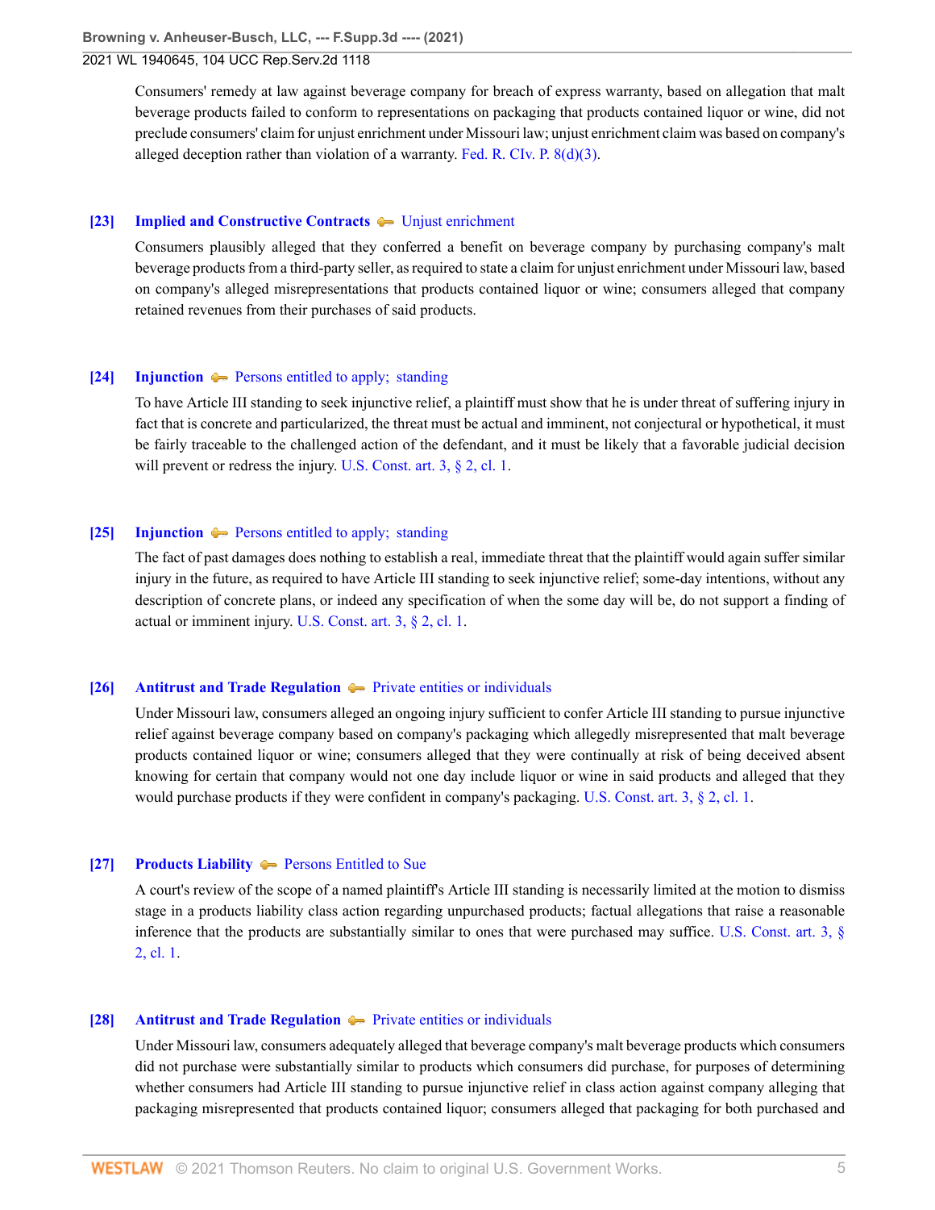Consumers' remedy at law against beverage company for breach of express warranty, based on allegation that malt beverage products failed to conform to representations on packaging that products contained liquor or wine, did not preclude consumers' claim for unjust enrichment under Missouri law; unjust enrichment claim was based on company's alleged deception rather than violation of a warranty. Fed. R. CIv. P. 8(d)(3).

**[23] Implied and Constructive Contracts** — Unjust enrichment

Consumers plausibly alleged that they conferred a benefit on beverage company by purchasing company's malt beverage products from a third-party seller, as required to state a claim for unjust enrichment under Missouri law, based on company's alleged misrepresentations that products contained liquor or wine; consumers alleged that company retained revenues from their purchases of said products.

**[24] Injunction** — Persons entitled to apply; standing

To have Article III standing to seek injunctive relief, a plaintiff must show that he is under threat of suffering injury in fact that is concrete and particularized, the threat must be actual and imminent, not conjectural or hypothetical, it must be fairly traceable to the challenged action of the defendant, and it must be likely that a favorable judicial decision will prevent or redress the injury. U.S. Const. art. 3, § 2, cl. 1.

**[25] Injunction** — Persons entitled to apply; standing

The fact of past damages does nothing to establish a real, immediate threat that the plaintiff would again suffer similar injury in the future, as required to have Article III standing to seek injunctive relief; some-day intentions, without any description of concrete plans, or indeed any specification of when the some day will be, do not support a finding of actual or imminent injury. U.S. Const. art. 3, § 2, cl. 1.

**[26] Antitrust and Trade Regulation** — Private entities or individuals

Under Missouri law, consumers alleged an ongoing injury sufficient to confer Article III standing to pursue injunctive relief against beverage company based on company's packaging which allegedly misrepresented that malt beverage products contained liquor or wine; consumers alleged that they were continually at risk of being deceived absent knowing for certain that company would not one day include liquor or wine in said products and alleged that they would purchase products if they were confident in company's packaging. U.S. Const. art. 3, § 2, cl. 1.

**[27] Products Liability** — Persons Entitled to Sue

A court's review of the scope of a named plaintiff's Article III standing is necessarily limited at the motion to dismiss stage in a products liability class action regarding unpurchased products; factual allegations that raise a reasonable inference that the products are substantially similar to ones that were purchased may suffice. U.S. Const. art. 3, § 2, cl. 1.

**[28] Antitrust and Trade Regulation** — Private entities or individuals

Under Missouri law, consumers adequately alleged that beverage company's malt beverage products which consumers did not purchase were substantially similar to products which consumers did purchase, for purposes of determining whether consumers had Article III standing to pursue injunctive relief in class action against company alleging that packaging misrepresented that products contained liquor; consumers alleged that packaging for both purchased and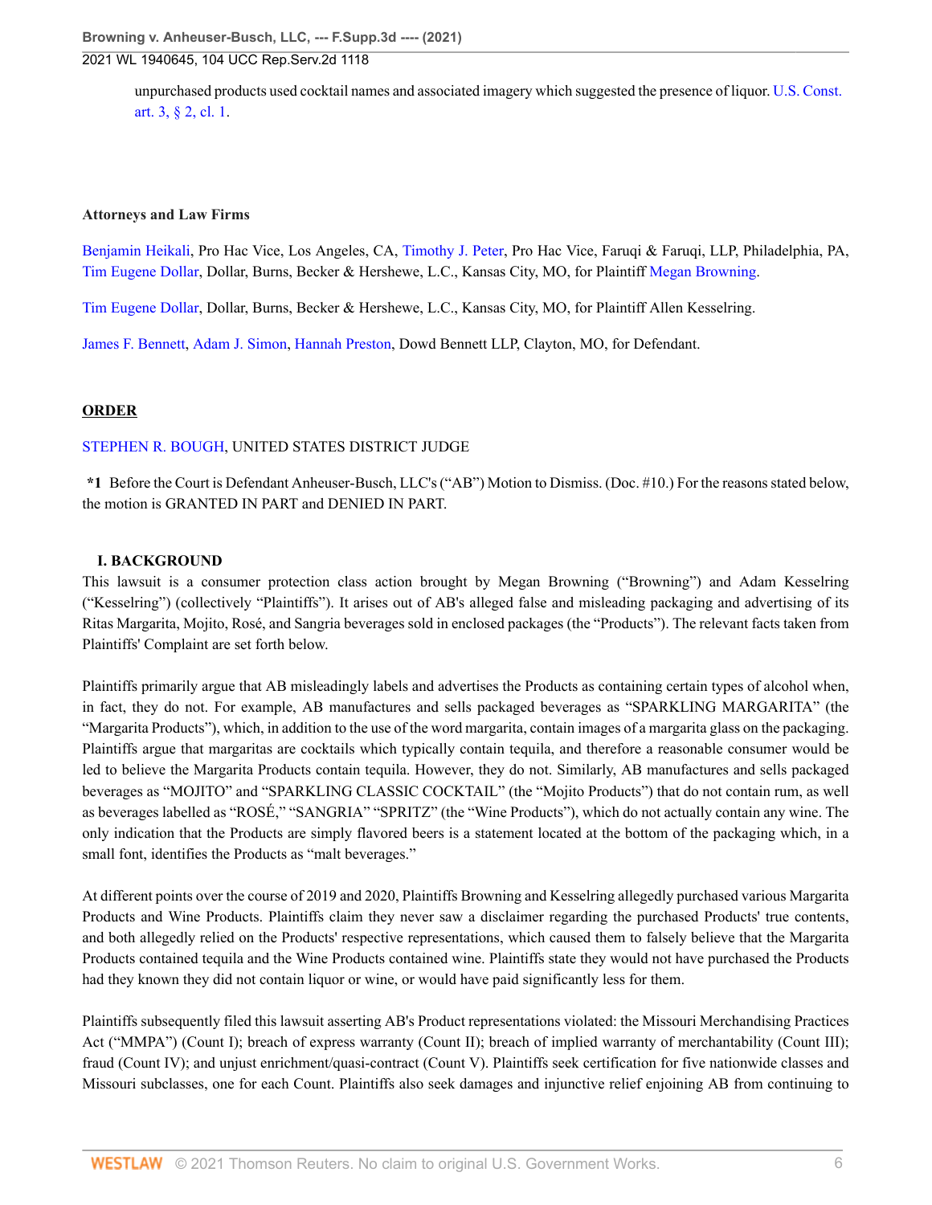unpurchased products used cocktail names and associated imagery which suggested the presence of liquor. U.S. Const. art. 3, § 2, cl. 1.

**Attorneys and Law Firms**

Benjamin Heikali, Pro Hac Vice, Los Angeles, CA, Timothy J. Peter, Pro Hac Vice, Faruqi & Faruqi, LLP, Philadelphia, PA, Tim Eugene Dollar, Dollar, Burns, Becker & Hershewe, L.C., Kansas City, MO, for Plaintiff Megan Browning.

Tim Eugene Dollar, Dollar, Burns, Becker & Hershewe, L.C., Kansas City, MO, for Plaintiff Allen Kesselring.

James F. Bennett, Adam J. Simon, Hannah Preston, Dowd Bennett LLP, Clayton, MO, for Defendant.

**ORDER**

STEPHEN R. BOUGH, UNITED STATES DISTRICT JUDGE

**\*1** Before the Court is Defendant Anheuser-Busch, LLC's ("AB") Motion to Dismiss. (Doc. #10.) For the reasons stated below, the motion is GRANTED IN PART and DENIED IN PART.

## I. BACKGROUND

This lawsuit is a consumer protection class action brought by Megan Browning ("Browning") and Adam Kesselring ("Kesselring") (collectively "Plaintiffs"). It arises out of AB's alleged false and misleading packaging and advertising of its Ritas Margarita, Mojito, Rosé, and Sangria beverages sold in enclosed packages (the "Products"). The relevant facts taken from Plaintiffs' Complaint are set forth below.

Plaintiffs primarily argue that AB misleadingly labels and advertises the Products as containing certain types of alcohol when, in fact, they do not. For example, AB manufactures and sells packaged beverages as "SPARKLING MARGARITA" (the "Margarita Products"), which, in addition to the use of the word margarita, contain images of a margarita glass on the packaging. Plaintiffs argue that margaritas are cocktails which typically contain tequila, and therefore a reasonable consumer would be led to believe the Margarita Products contain tequila. However, they do not. Similarly, AB manufactures and sells packaged beverages as "MOJITO" and "SPARKLING CLASSIC COCKTAIL" (the "Mojito Products") that do not contain rum, as well as beverages labelled as "ROSÉ," "SANGRIA" "SPRITZ" (the "Wine Products"), which do not actually contain any wine. The only indication that the Products are simply flavored beers is a statement located at the bottom of the packaging which, in a small font, identifies the Products as "malt beverages."

At different points over the course of 2019 and 2020, Plaintiffs Browning and Kesselring allegedly purchased various Margarita Products and Wine Products. Plaintiffs claim they never saw a disclaimer regarding the purchased Products' true contents, and both allegedly relied on the Products' respective representations, which caused them to falsely believe that the Margarita Products contained tequila and the Wine Products contained wine. Plaintiffs state they would not have purchased the Products had they known they did not contain liquor or wine, or would have paid significantly less for them.

Plaintiffs subsequently filed this lawsuit asserting AB's Product representations violated: the Missouri Merchandising Practices Act ("MMPA") (Count I); breach of express warranty (Count II); breach of implied warranty of merchantability (Count III); fraud (Count IV); and unjust enrichment/quasi-contract (Count V). Plaintiffs seek certification for five nationwide classes and Missouri subclasses, one for each Count. Plaintiffs also seek damages and injunctive relief enjoining AB from continuing to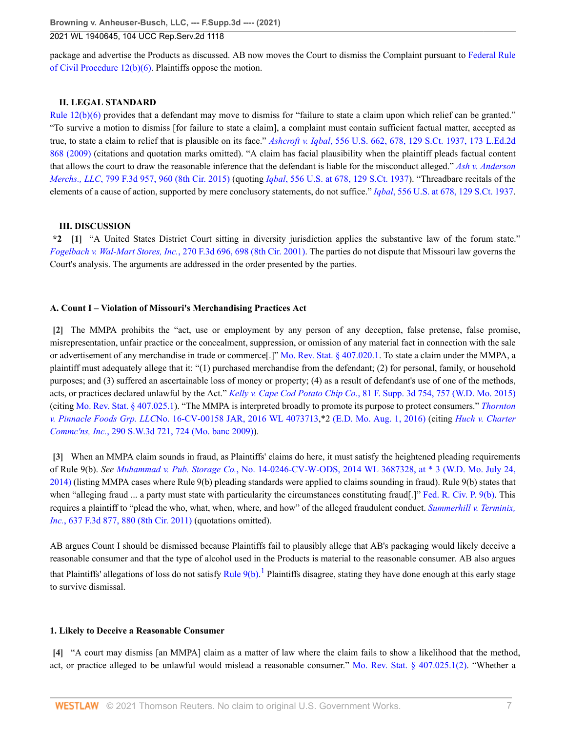package and advertise the Products as discussed. AB now moves the Court to dismiss the Complaint pursuant to Federal Rule of Civil Procedure 12(b)(6). Plaintiffs oppose the motion.

## II. LEGAL STANDARD

Rule 12(b)(6) provides that a defendant may move to dismiss for "failure to state a claim upon which relief can be granted." "To survive a motion to dismiss [for failure to state a claim], a complaint must contain sufficient factual matter, accepted as true, to state a claim to relief that is plausible on its face." *Ashcroft v. Iqbal*, 556 U.S. 662, 678, 129 S.Ct. 1937, 173 L.Ed.2d 868 (2009) (citations and quotation marks omitted). "A claim has facial plausibility when the plaintiff pleads factual content that allows the court to draw the reasonable inference that the defendant is liable for the misconduct alleged." *Ash v. Anderson Merchs., LLC*, 799 F.3d 957, 960 (8th Cir. 2015) (quoting *Iqbal*, 556 U.S. at 678, 129 S.Ct. 1937). "Threadbare recitals of the elements of a cause of action, supported by mere conclusory statements, do not suffice." *Iqbal*, 556 U.S. at 678, 129 S.Ct. 1937.

## III. DISCUSSION

**\*2** **[1]** "A United States District Court sitting in diversity jurisdiction applies the substantive law of the forum state." *Fogelbach v. Wal-Mart Stores, Inc.*, 270 F.3d 696, 698 (8th Cir. 2001). The parties do not dispute that Missouri law governs the Court's analysis. The arguments are addressed in the order presented by the parties.

### A. Count I – Violation of Missouri's Merchandising Practices Act

**[2]** The MMPA prohibits the "act, use or employment by any person of any deception, false pretense, false promise, misrepresentation, unfair practice or the concealment, suppression, or omission of any material fact in connection with the sale or advertisement of any merchandise in trade or commerce[.]" Mo. Rev. Stat. § 407.020.1. To state a claim under the MMPA, a plaintiff must adequately allege that it: "(1) purchased merchandise from the defendant; (2) for personal, family, or household purposes; and (3) suffered an ascertainable loss of money or property; (4) as a result of defendant's use of one of the methods, acts, or practices declared unlawful by the Act." *Kelly v. Cape Cod Potato Chip Co.*, 81 F. Supp. 3d 754, 757 (W.D. Mo. 2015) (citing Mo. Rev. Stat. § 407.025.1). "The MMPA is interpreted broadly to promote its purpose to protect consumers." *Thornton v. Pinnacle Foods Grp. LLC*No. 16-CV-00158 JAR, 2016 WL 4073713,*2 (E.D. Mo. Aug. 1, 2016) (citing *Huch v. Charter Commc'ns, Inc.*, 290 S.W.3d 721, 724 (Mo. banc 2009)).

**[3]** When an MMPA claim sounds in fraud, as Plaintiffs' claims do here, it must satisfy the heightened pleading requirements of Rule 9(b). *See Muhammad v. Pub. Storage Co.*, No. 14-0246-CV-W-ODS, 2014 WL 3687328, at \* 3 (W.D. Mo. July 24, 2014) (listing MMPA cases where Rule 9(b) pleading standards were applied to claims sounding in fraud). Rule 9(b) states that when "alleging fraud ... a party must state with particularity the circumstances constituting fraud[.]" Fed. R. Civ. P. 9(b). This requires a plaintiff to "plead the who, what, when, where, and how" of the alleged fraudulent conduct. *Summerhill v. Terminix, Inc.*, 637 F.3d 877, 880 (8th Cir. 2011) (quotations omitted).

AB argues Count I should be dismissed because Plaintiffs fail to plausibly allege that AB's packaging would likely deceive a reasonable consumer and that the type of alcohol used in the Products is material to the reasonable consumer. AB also argues that Plaintiffs' allegations of loss do not satisfy Rule 9(b).[1] Plaintiffs disagree, stating they have done enough at this early stage to survive dismissal.

#### 1. Likely to Deceive a Reasonable Consumer

**[4]** "A court may dismiss [an MMPA] claim as a matter of law where the claim fails to show a likelihood that the method, act, or practice alleged to be unlawful would mislead a reasonable consumer." Mo. Rev. Stat. § 407.025.1(2). "Whether a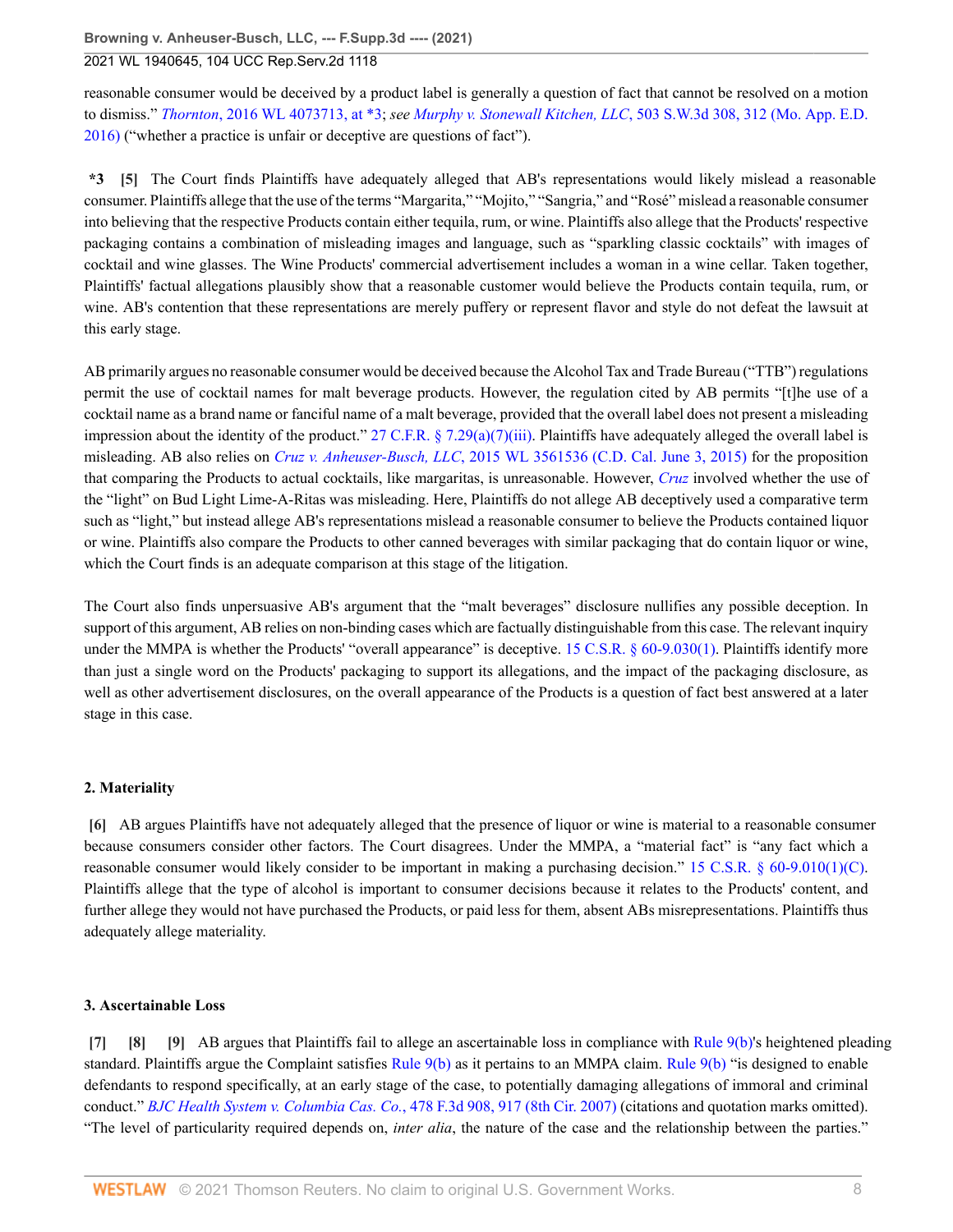reasonable consumer would be deceived by a product label is generally a question of fact that cannot be resolved on a motion to dismiss." *Thornton*, 2016 WL 4073713, at *3; *see Murphy v. Stonewall Kitchen, LLC*, 503 S.W.3d 308, 312 (Mo. App. E.D. 2016) ("whether a practice is unfair or deceptive are questions of fact").

**\*3 [5]** The Court finds Plaintiffs have adequately alleged that AB's representations would likely mislead a reasonable consumer. Plaintiffs allege that the use of the terms "Margarita," "Mojito," "Sangria," and "Rosé" mislead a reasonable consumer into believing that the respective Products contain either tequila, rum, or wine. Plaintiffs also allege that the Products' respective packaging contains a combination of misleading images and language, such as "sparkling classic cocktails" with images of cocktail and wine glasses. The Wine Products' commercial advertisement includes a woman in a wine cellar. Taken together, Plaintiffs' factual allegations plausibly show that a reasonable customer would believe the Products contain tequila, rum, or wine. AB's contention that these representations are merely puffery or represent flavor and style do not defeat the lawsuit at this early stage.

AB primarily argues no reasonable consumer would be deceived because the Alcohol Tax and Trade Bureau ("TTB") regulations permit the use of cocktail names for malt beverage products. However, the regulation cited by AB permits "[t]he use of a cocktail name as a brand name or fanciful name of a malt beverage, provided that the overall label does not present a misleading impression about the identity of the product." 27 C.F.R. § 7.29(a)(7)(iii). Plaintiffs have adequately alleged the overall label is misleading. AB also relies on *Cruz v. Anheuser-Busch, LLC*, 2015 WL 3561536 (C.D. Cal. June 3, 2015) for the proposition that comparing the Products to actual cocktails, like margaritas, is unreasonable. However, *Cruz* involved whether the use of the "light" on Bud Light Lime-A-Ritas was misleading. Here, Plaintiffs do not allege AB deceptively used a comparative term such as "light," but instead allege AB's representations mislead a reasonable consumer to believe the Products contained liquor or wine. Plaintiffs also compare the Products to other canned beverages with similar packaging that do contain liquor or wine, which the Court finds is an adequate comparison at this stage of the litigation.

The Court also finds unpersuasive AB's argument that the "malt beverages" disclosure nullifies any possible deception. In support of this argument, AB relies on non-binding cases which are factually distinguishable from this case. The relevant inquiry under the MMPA is whether the Products' "overall appearance" is deceptive. 15 C.S.R. § 60-9.030(1). Plaintiffs identify more than just a single word on the Products' packaging to support its allegations, and the impact of the packaging disclosure, as well as other advertisement disclosures, on the overall appearance of the Products is a question of fact best answered at a later stage in this case.

### 2. Materiality

**[6]** AB argues Plaintiffs have not adequately alleged that the presence of liquor or wine is material to a reasonable consumer because consumers consider other factors. The Court disagrees. Under the MMPA, a "material fact" is "any fact which a reasonable consumer would likely consider to be important in making a purchasing decision." 15 C.S.R. § 60-9.010(1)(C). Plaintiffs allege that the type of alcohol is important to consumer decisions because it relates to the Products' content, and further allege they would not have purchased the Products, or paid less for them, absent ABs misrepresentations. Plaintiffs thus adequately allege materiality.

### 3. Ascertainable Loss

**[7] [8] [9]** AB argues that Plaintiffs fail to allege an ascertainable loss in compliance with Rule 9(b)'s heightened pleading standard. Plaintiffs argue the Complaint satisfies Rule 9(b) as it pertains to an MMPA claim. Rule 9(b) "is designed to enable defendants to respond specifically, at an early stage of the case, to potentially damaging allegations of immoral and criminal conduct." *BJC Health System v. Columbia Cas. Co.*, 478 F.3d 908, 917 (8th Cir. 2007) (citations and quotation marks omitted). "The level of particularity required depends on, *inter alia*, the nature of the case and the relationship between the parties."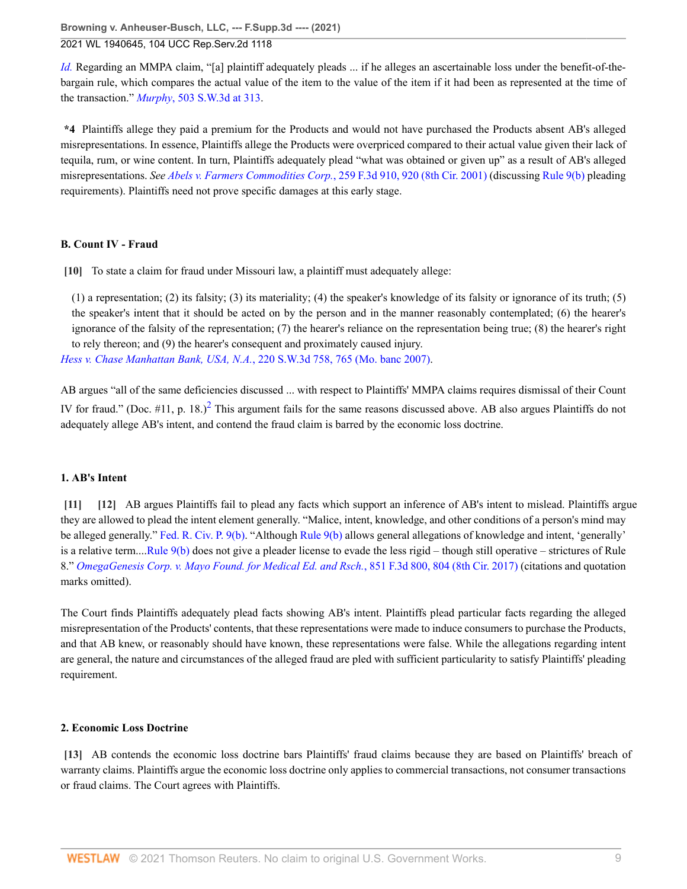*Id.* Regarding an MMPA claim, "[a] plaintiff adequately pleads ... if he alleges an ascertainable loss under the benefit-of-the-bargain rule, which compares the actual value of the item to the value of the item if it had been as represented at the time of the transaction." *Murphy*, 503 S.W.3d at 313.

**\*4** Plaintiffs allege they paid a premium for the Products and would not have purchased the Products absent AB's alleged misrepresentations. In essence, Plaintiffs allege the Products were overpriced compared to their actual value given their lack of tequila, rum, or wine content. In turn, Plaintiffs adequately plead "what was obtained or given up" as a result of AB's alleged misrepresentations. *See Abels v. Farmers Commodities Corp.*, 259 F.3d 910, 920 (8th Cir. 2001) (discussing Rule 9(b) pleading requirements). Plaintiffs need not prove specific damages at this early stage.

### B. Count IV - Fraud

**[10]** To state a claim for fraud under Missouri law, a plaintiff must adequately allege:

> (1) a representation; (2) its falsity; (3) its materiality; (4) the speaker's knowledge of its falsity or ignorance of its truth; (5) the speaker's intent that it should be acted on by the person and in the manner reasonably contemplated; (6) the hearer's ignorance of the falsity of the representation; (7) the hearer's reliance on the representation being true; (8) the hearer's right to rely thereon; and (9) the hearer's consequent and proximately caused injury.

*Hess v. Chase Manhattan Bank, USA, N.A.*, 220 S.W.3d 758, 765 (Mo. banc 2007).

AB argues "all of the same deficiencies discussed ... with respect to Plaintiffs' MMPA claims requires dismissal of their Count IV for fraud." (Doc. #11, p. 18.)[2] This argument fails for the same reasons discussed above. AB also argues Plaintiffs do not adequately allege AB's intent, and contend the fraud claim is barred by the economic loss doctrine.

#### 1. AB's Intent

**[11]** **[12]** AB argues Plaintiffs fail to plead any facts which support an inference of AB's intent to mislead. Plaintiffs argue they are allowed to plead the intent element generally. "Malice, intent, knowledge, and other conditions of a person's mind may be alleged generally." Fed. R. Civ. P. 9(b). "Although Rule 9(b) allows general allegations of knowledge and intent, 'generally' is a relative term....Rule 9(b) does not give a pleader license to evade the less rigid – though still operative – strictures of Rule 8." *OmegaGenesis Corp. v. Mayo Found. for Medical Ed. and Rsch.*, 851 F.3d 800, 804 (8th Cir. 2017) (citations and quotation marks omitted).

The Court finds Plaintiffs adequately plead facts showing AB's intent. Plaintiffs plead particular facts regarding the alleged misrepresentation of the Products' contents, that these representations were made to induce consumers to purchase the Products, and that AB knew, or reasonably should have known, these representations were false. While the allegations regarding intent are general, the nature and circumstances of the alleged fraud are pled with sufficient particularity to satisfy Plaintiffs' pleading requirement.

#### 2. Economic Loss Doctrine

**[13]** AB contends the economic loss doctrine bars Plaintiffs' fraud claims because they are based on Plaintiffs' breach of warranty claims. Plaintiffs argue the economic loss doctrine only applies to commercial transactions, not consumer transactions or fraud claims. The Court agrees with Plaintiffs.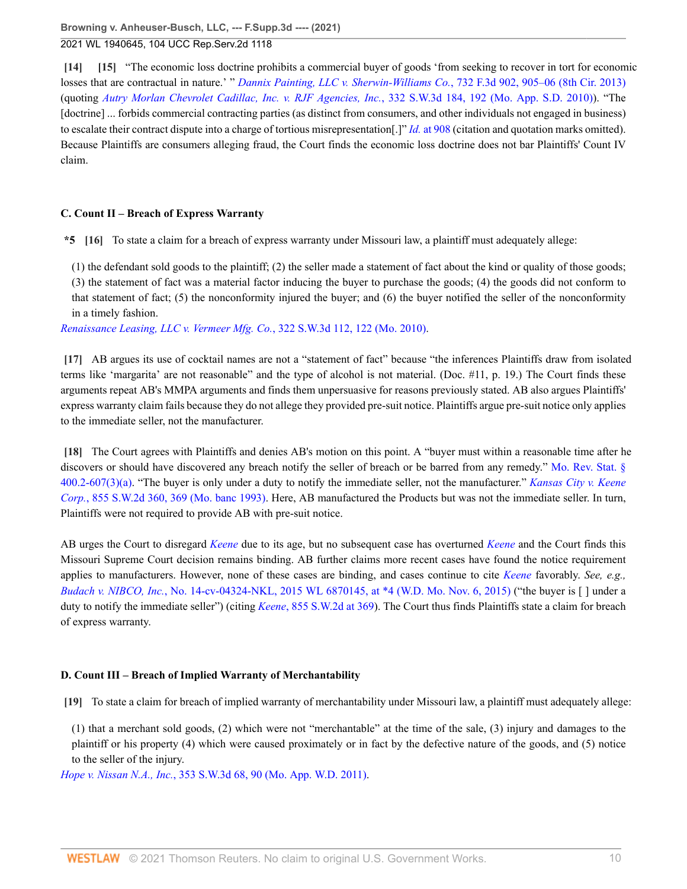**[14]** **[15]** "The economic loss doctrine prohibits a commercial buyer of goods 'from seeking to recover in tort for economic losses that are contractual in nature.' " *Dannix Painting, LLC v. Sherwin-Williams Co.*, 732 F.3d 902, 905–06 (8th Cir. 2013) (quoting *Autry Morlan Chevrolet Cadillac, Inc. v. RJF Agencies, Inc.*, 332 S.W.3d 184, 192 (Mo. App. S.D. 2010)). "The [doctrine] ... forbids commercial contracting parties (as distinct from consumers, and other individuals not engaged in business) to escalate their contract dispute into a charge of tortious misrepresentation[.]" *Id.* at 908 (citation and quotation marks omitted). Because Plaintiffs are consumers alleging fraud, the Court finds the economic loss doctrine does not bar Plaintiffs' Count IV claim.

### C. Count II – Breach of Express Warranty

**\*5** **[16]** To state a claim for a breach of express warranty under Missouri law, a plaintiff must adequately allege:

> (1) the defendant sold goods to the plaintiff; (2) the seller made a statement of fact about the kind or quality of those goods; (3) the statement of fact was a material factor inducing the buyer to purchase the goods; (4) the goods did not conform to that statement of fact; (5) the nonconformity injured the buyer; and (6) the buyer notified the seller of the nonconformity in a timely fashion.

*Renaissance Leasing, LLC v. Vermeer Mfg. Co.*, 322 S.W.3d 112, 122 (Mo. 2010).

**[17]** AB argues its use of cocktail names are not a "statement of fact" because "the inferences Plaintiffs draw from isolated terms like 'margarita' are not reasonable" and the type of alcohol is not material. (Doc. #11, p. 19.) The Court finds these arguments repeat AB's MMPA arguments and finds them unpersuasive for reasons previously stated. AB also argues Plaintiffs' express warranty claim fails because they do not allege they provided pre-suit notice. Plaintiffs argue pre-suit notice only applies to the immediate seller, not the manufacturer.

**[18]** The Court agrees with Plaintiffs and denies AB's motion on this point. A "buyer must within a reasonable time after he discovers or should have discovered any breach notify the seller of breach or be barred from any remedy." Mo. Rev. Stat. § 400.2-607(3)(a). "The buyer is only under a duty to notify the immediate seller, not the manufacturer." *Kansas City v. Keene Corp.*, 855 S.W.2d 360, 369 (Mo. banc 1993). Here, AB manufactured the Products but was not the immediate seller. In turn, Plaintiffs were not required to provide AB with pre-suit notice.

AB urges the Court to disregard *Keene* due to its age, but no subsequent case has overturned *Keene* and the Court finds this Missouri Supreme Court decision remains binding. AB further claims more recent cases have found the notice requirement applies to manufacturers. However, none of these cases are binding, and cases continue to cite *Keene* favorably. *See, e.g., Budach v. NIBCO, Inc.*, No. 14-cv-04324-NKL, 2015 WL 6870145, at \*4 (W.D. Mo. Nov. 6, 2015) ("the buyer is [ ] under a duty to notify the immediate seller") (citing *Keene*, 855 S.W.2d at 369). The Court thus finds Plaintiffs state a claim for breach of express warranty.

### D. Count III – Breach of Implied Warranty of Merchantability

**[19]** To state a claim for breach of implied warranty of merchantability under Missouri law, a plaintiff must adequately allege:

> (1) that a merchant sold goods, (2) which were not "merchantable" at the time of the sale, (3) injury and damages to the plaintiff or his property (4) which were caused proximately or in fact by the defective nature of the goods, and (5) notice to the seller of the injury.

*Hope v. Nissan N.A., Inc.*, 353 S.W.3d 68, 90 (Mo. App. W.D. 2011).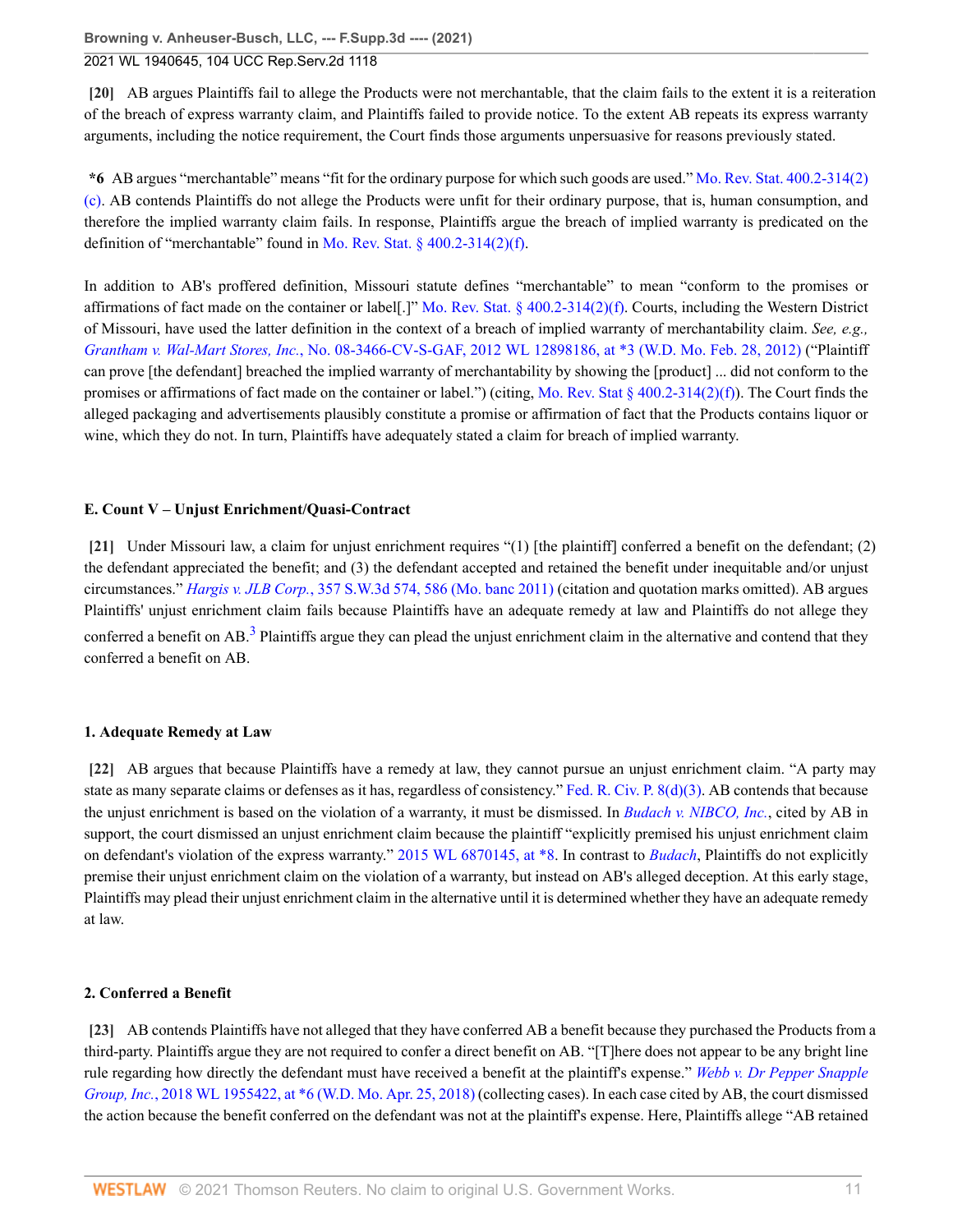**[20]** AB argues Plaintiffs fail to allege the Products were not merchantable, that the claim fails to the extent it is a reiteration of the breach of express warranty claim, and Plaintiffs failed to provide notice. To the extent AB repeats its express warranty arguments, including the notice requirement, the Court finds those arguments unpersuasive for reasons previously stated.

**\*6** AB argues "merchantable" means "fit for the ordinary purpose for which such goods are used." Mo. Rev. Stat. 400.2-314(2)(c). AB contends Plaintiffs do not allege the Products were unfit for their ordinary purpose, that is, human consumption, and therefore the implied warranty claim fails. In response, Plaintiffs argue the breach of implied warranty is predicated on the definition of "merchantable" found in Mo. Rev. Stat. § 400.2-314(2)(f).

In addition to AB's proffered definition, Missouri statute defines "merchantable" to mean "conform to the promises or affirmations of fact made on the container or label[.]" Mo. Rev. Stat. § 400.2-314(2)(f). Courts, including the Western District of Missouri, have used the latter definition in the context of a breach of implied warranty of merchantability claim. *See, e.g., Grantham v. Wal-Mart Stores, Inc.*, No. 08-3466-CV-S-GAF, 2012 WL 12898186, at \*3 (W.D. Mo. Feb. 28, 2012) ("Plaintiff can prove [the defendant] breached the implied warranty of merchantability by showing the [product] ... did not conform to the promises or affirmations of fact made on the container or label.") (citing, Mo. Rev. Stat § 400.2-314(2)(f)). The Court finds the alleged packaging and advertisements plausibly constitute a promise or affirmation of fact that the Products contains liquor or wine, which they do not. In turn, Plaintiffs have adequately stated a claim for breach of implied warranty.

### E. Count V – Unjust Enrichment/Quasi-Contract

**[21]** Under Missouri law, a claim for unjust enrichment requires "(1) [the plaintiff] conferred a benefit on the defendant; (2) the defendant appreciated the benefit; and (3) the defendant accepted and retained the benefit under inequitable and/or unjust circumstances." *Hargis v. JLB Corp.*, 357 S.W.3d 574, 586 (Mo. banc 2011) (citation and quotation marks omitted). AB argues Plaintiffs' unjust enrichment claim fails because Plaintiffs have an adequate remedy at law and Plaintiffs do not allege they conferred a benefit on AB.[3] Plaintiffs argue they can plead the unjust enrichment claim in the alternative and contend that they conferred a benefit on AB.

#### 1. Adequate Remedy at Law

**[22]** AB argues that because Plaintiffs have a remedy at law, they cannot pursue an unjust enrichment claim. "A party may state as many separate claims or defenses as it has, regardless of consistency." Fed. R. Civ. P. 8(d)(3). AB contends that because the unjust enrichment is based on the violation of a warranty, it must be dismissed. In *Budach v. NIBCO, Inc.*, cited by AB in support, the court dismissed an unjust enrichment claim because the plaintiff "explicitly premised his unjust enrichment claim on defendant's violation of the express warranty." 2015 WL 6870145, at \*8. In contrast to *Budach*, Plaintiffs do not explicitly premise their unjust enrichment claim on the violation of a warranty, but instead on AB's alleged deception. At this early stage, Plaintiffs may plead their unjust enrichment claim in the alternative until it is determined whether they have an adequate remedy at law.

#### 2. Conferred a Benefit

**[23]** AB contends Plaintiffs have not alleged that they have conferred AB a benefit because they purchased the Products from a third-party. Plaintiffs argue they are not required to confer a direct benefit on AB. "[T]here does not appear to be any bright line rule regarding how directly the defendant must have received a benefit at the plaintiff's expense." *Webb v. Dr Pepper Snapple Group, Inc.*, 2018 WL 1955422, at \*6 (W.D. Mo. Apr. 25, 2018) (collecting cases). In each case cited by AB, the court dismissed the action because the benefit conferred on the defendant was not at the plaintiff's expense. Here, Plaintiffs allege "AB retained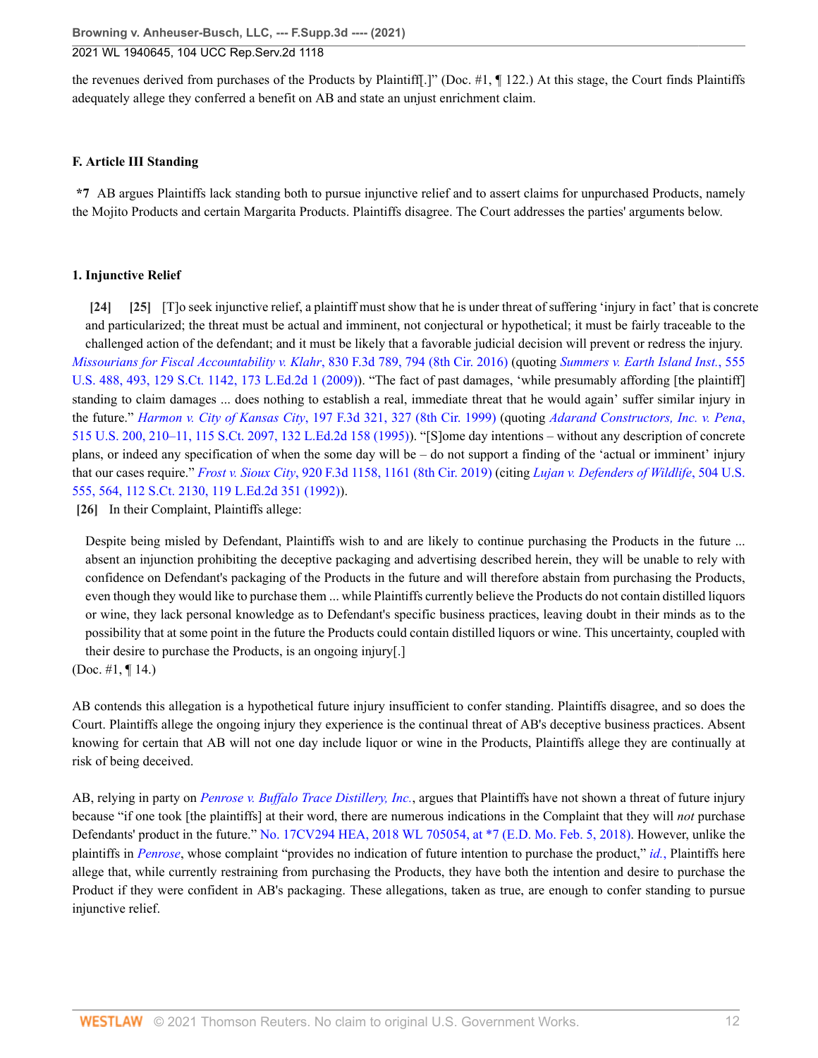the revenues derived from purchases of the Products by Plaintiff[.]" (Doc. #1, ¶ 122.) At this stage, the Court finds Plaintiffs adequately allege they conferred a benefit on AB and state an unjust enrichment claim.

### F. Article III Standing

**\*7** AB argues Plaintiffs lack standing both to pursue injunctive relief and to assert claims for unpurchased Products, namely the Mojito Products and certain Margarita Products. Plaintiffs disagree. The Court addresses the parties' arguments below.

#### 1. Injunctive Relief

**[24]** **[25]** [T]o seek injunctive relief, a plaintiff must show that he is under threat of suffering 'injury in fact' that is concrete and particularized; the threat must be actual and imminent, not conjectural or hypothetical; it must be fairly traceable to the challenged action of the defendant; and it must be likely that a favorable judicial decision will prevent or redress the injury. *Missourians for Fiscal Accountability v. Klahr*, 830 F.3d 789, 794 (8th Cir. 2016) (quoting *Summers v. Earth Island Inst.*, 555 U.S. 488, 493, 129 S.Ct. 1142, 173 L.Ed.2d 1 (2009)). "The fact of past damages, 'while presumably affording [the plaintiff] standing to claim damages ... does nothing to establish a real, immediate threat that he would again' suffer similar injury in the future." *Harmon v. City of Kansas City*, 197 F.3d 321, 327 (8th Cir. 1999) (quoting *Adarand Constructors, Inc. v. Pena*, 515 U.S. 200, 210–11, 115 S.Ct. 2097, 132 L.Ed.2d 158 (1995)). "[S]ome day intentions – without any description of concrete plans, or indeed any specification of when the some day will be – do not support a finding of the 'actual or imminent' injury that our cases require." *Frost v. Sioux City*, 920 F.3d 1158, 1161 (8th Cir. 2019) (citing *Lujan v. Defenders of Wildlife*, 504 U.S. 555, 564, 112 S.Ct. 2130, 119 L.Ed.2d 351 (1992)).

**[26]** In their Complaint, Plaintiffs allege:

> Despite being misled by Defendant, Plaintiffs wish to and are likely to continue purchasing the Products in the future ... absent an injunction prohibiting the deceptive packaging and advertising described herein, they will be unable to rely with confidence on Defendant's packaging of the Products in the future and will therefore abstain from purchasing the Products, even though they would like to purchase them ... while Plaintiffs currently believe the Products do not contain distilled liquors or wine, they lack personal knowledge as to Defendant's specific business practices, leaving doubt in their minds as to the possibility that at some point in the future the Products could contain distilled liquors or wine. This uncertainty, coupled with their desire to purchase the Products, is an ongoing injury[.]

(Doc. #1, ¶ 14.)

AB contends this allegation is a hypothetical future injury insufficient to confer standing. Plaintiffs disagree, and so does the Court. Plaintiffs allege the ongoing injury they experience is the continual threat of AB's deceptive business practices. Absent knowing for certain that AB will not one day include liquor or wine in the Products, Plaintiffs allege they are continually at risk of being deceived.

AB, relying in party on *Penrose v. Buffalo Trace Distillery, Inc.*, argues that Plaintiffs have not shown a threat of future injury because "if one took [the plaintiffs] at their word, there are numerous indications in the Complaint that they will *not* purchase Defendants' product in the future." No. 17CV294 HEA, 2018 WL 705054, at \*7 (E.D. Mo. Feb. 5, 2018). However, unlike the plaintiffs in *Penrose*, whose complaint "provides no indication of future intention to purchase the product," *id.*, Plaintiffs here allege that, while currently restraining from purchasing the Products, they have both the intention and desire to purchase the Product if they were confident in AB's packaging. These allegations, taken as true, are enough to confer standing to pursue injunctive relief.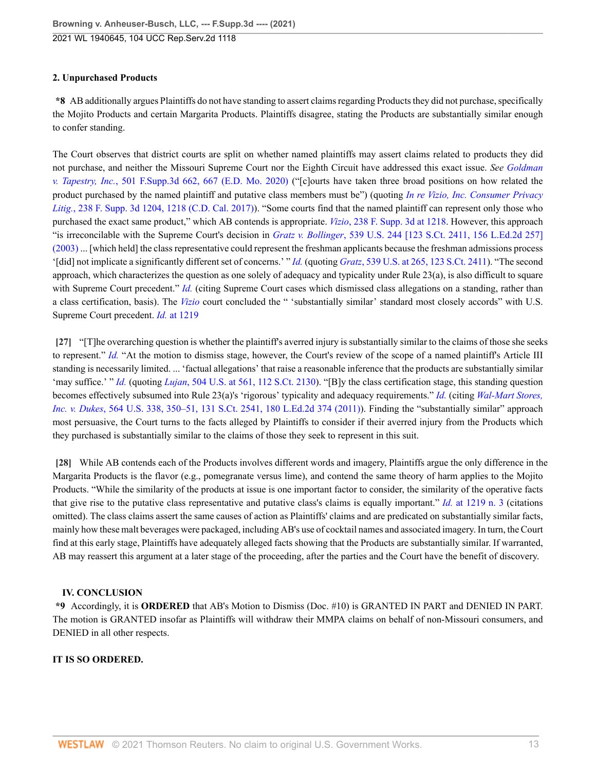### 2. Unpurchased Products

**\*8** AB additionally argues Plaintiffs do not have standing to assert claims regarding Products they did not purchase, specifically the Mojito Products and certain Margarita Products. Plaintiffs disagree, stating the Products are substantially similar enough to confer standing.

The Court observes that district courts are split on whether named plaintiffs may assert claims related to products they did not purchase, and neither the Missouri Supreme Court nor the Eighth Circuit have addressed this exact issue. *See Goldman v. Tapestry, Inc.*, 501 F.Supp.3d 662, 667 (E.D. Mo. 2020) ("[c]ourts have taken three broad positions on how related the product purchased by the named plaintiff and putative class members must be") (quoting *In re Vizio, Inc. Consumer Privacy Litig.*, 238 F. Supp. 3d 1204, 1218 (C.D. Cal. 2017)). "Some courts find that the named plaintiff can represent only those who purchased the exact same product," which AB contends is appropriate. *Vizio*, 238 F. Supp. 3d at 1218. However, this approach "is irreconcilable with the Supreme Court's decision in *Gratz v. Bollinger*, 539 U.S. 244 [123 S.Ct. 2411, 156 L.Ed.2d 257] (2003) ... [which held] the class representative could represent the freshman applicants because the freshman admissions process '[did] not implicate a significantly different set of concerns.' " *Id.* (quoting *Gratz*, 539 U.S. at 265, 123 S.Ct. 2411). "The second approach, which characterizes the question as one solely of adequacy and typicality under Rule 23(a), is also difficult to square with Supreme Court precedent." *Id.* (citing Supreme Court cases which dismissed class allegations on a standing, rather than a class certification, basis). The *Vizio* court concluded the " 'substantially similar' standard most closely accords" with U.S. Supreme Court precedent. *Id.* at 1219

**[27]** "[T]he overarching question is whether the plaintiff's averred injury is substantially similar to the claims of those she seeks to represent." *Id.* "At the motion to dismiss stage, however, the Court's review of the scope of a named plaintiff's Article III standing is necessarily limited. ... 'factual allegations' that raise a reasonable inference that the products are substantially similar 'may suffice.' " *Id.* (quoting *Lujan*, 504 U.S. at 561, 112 S.Ct. 2130). "[B]y the class certification stage, this standing question becomes effectively subsumed into Rule 23(a)'s 'rigorous' typicality and adequacy requirements." *Id.* (citing *Wal-Mart Stores, Inc. v. Dukes*, 564 U.S. 338, 350–51, 131 S.Ct. 2541, 180 L.Ed.2d 374 (2011)). Finding the "substantially similar" approach most persuasive, the Court turns to the facts alleged by Plaintiffs to consider if their averred injury from the Products which they purchased is substantially similar to the claims of those they seek to represent in this suit.

**[28]** While AB contends each of the Products involves different words and imagery, Plaintiffs argue the only difference in the Margarita Products is the flavor (e.g., pomegranate versus lime), and contend the same theory of harm applies to the Mojito Products. "While the similarity of the products at issue is one important factor to consider, the similarity of the operative facts that give rise to the putative class representative and putative class's claims is equally important." *Id.* at 1219 n. 3 (citations omitted). The class claims assert the same causes of action as Plaintiffs' claims and are predicated on substantially similar facts, mainly how these malt beverages were packaged, including AB's use of cocktail names and associated imagery. In turn, the Court find at this early stage, Plaintiffs have adequately alleged facts showing that the Products are substantially similar. If warranted, AB may reassert this argument at a later stage of the proceeding, after the parties and the Court have the benefit of discovery.

## IV. CONCLUSION

**\*9** Accordingly, it is **ORDERED** that AB's Motion to Dismiss (Doc. #10) is GRANTED IN PART and DENIED IN PART. The motion is GRANTED insofar as Plaintiffs will withdraw their MMPA claims on behalf of non-Missouri consumers, and DENIED in all other respects.

**IT IS SO ORDERED.**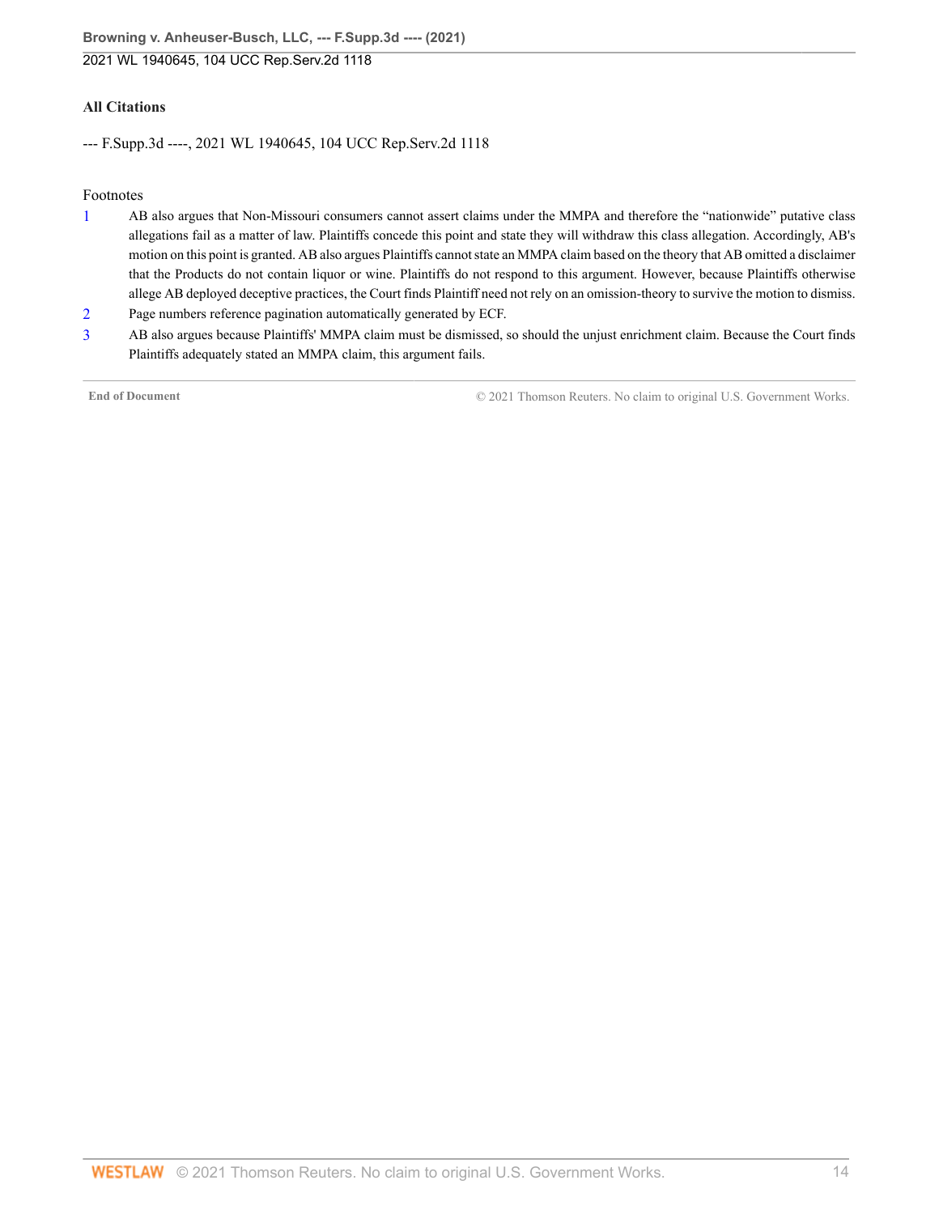**All Citations**

--- F.Supp.3d ----, 2021 WL 1940645, 104 UCC Rep.Serv.2d 1118

Footnotes

1. AB also argues that Non-Missouri consumers cannot assert claims under the MMPA and therefore the "nationwide" putative class allegations fail as a matter of law. Plaintiffs concede this point and state they will withdraw this class allegation. Accordingly, AB's motion on this point is granted. AB also argues Plaintiffs cannot state an MMPA claim based on the theory that AB omitted a disclaimer that the Products do not contain liquor or wine. Plaintiffs do not respond to this argument. However, because Plaintiffs otherwise allege AB deployed deceptive practices, the Court finds Plaintiff need not rely on an omission-theory to survive the motion to dismiss.
2. Page numbers reference pagination automatically generated by ECF.
3. AB also argues because Plaintiffs' MMPA claim must be dismissed, so should the unjust enrichment claim. Because the Court finds Plaintiffs adequately stated an MMPA claim, this argument fails.

End of Document © 2021 Thomson Reuters. No claim to original U.S. Government Works.